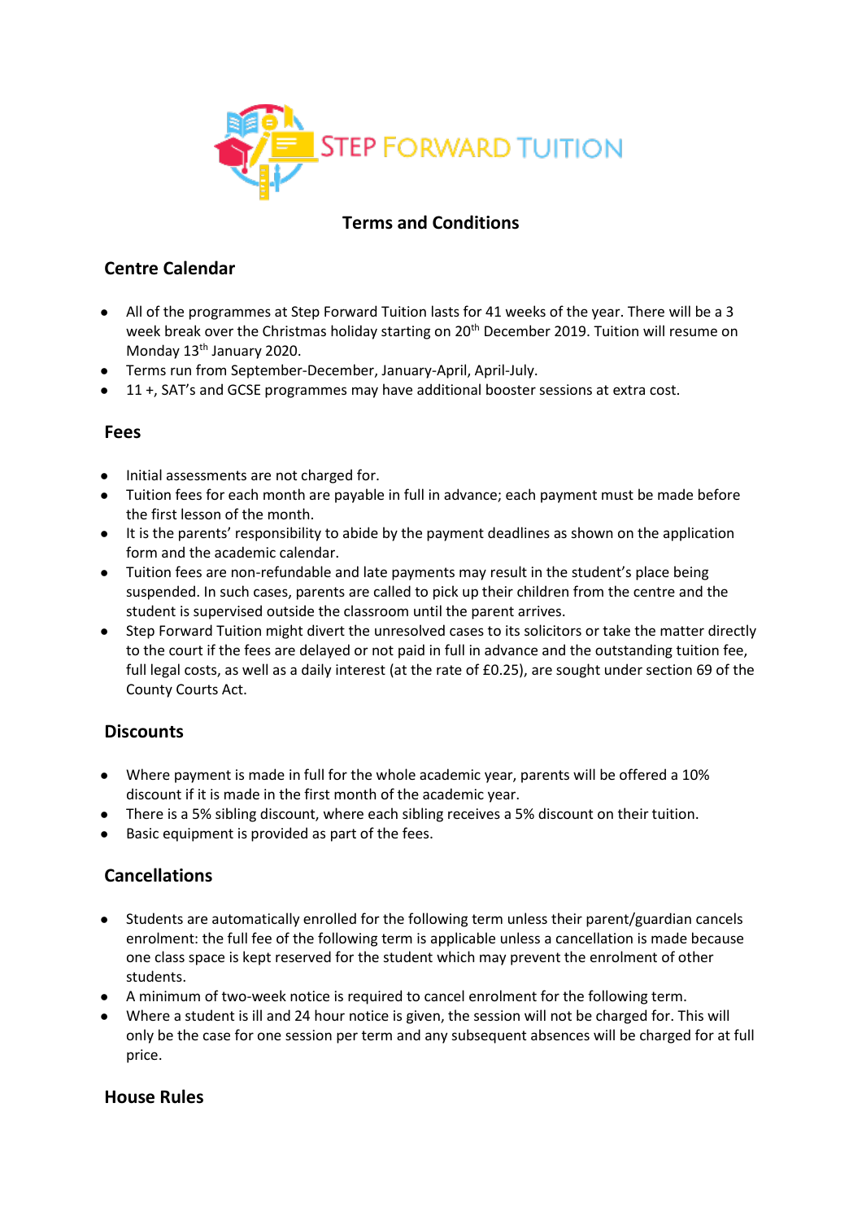STEP FORWARD TUITION

# Terms and Conditions

## Centre Calendar

- All of the programmes at Step Forward Tuition lasts for 41 weeks of the year. There will be a 3 week break over the Christmas holiday starting on 20th December 2019. Tuition will resume on Monday 13th January 2020.
- Terms run from September-December, January-April, April-July.
- 11 +, SAT's and GCSE programmes may have additional booster sessions at extra cost.

## Fees

- Initial assessments are not charged for.
- Tuition fees for each month are payable in full in advance; each payment must be made before the first lesson of the month.
- It is the parents' responsibility to abide by the payment deadlines as shown on the application form and the academic calendar.
- Tuition fees are non-refundable and late payments may result in the student's place being suspended. In such cases, parents are called to pick up their children from the centre and the student is supervised outside the classroom until the parent arrives.
- Step Forward Tuition might divert the unresolved cases to its solicitors or take the matter directly to the court if the fees are delayed or not paid in full in advance and the outstanding tuition fee, full legal costs, as well as a daily interest (at the rate of £0.25), are sought under section 69 of the County Courts Act.

## Discounts

- Where payment is made in full for the whole academic year, parents will be offered a 10% discount if it is made in the first month of the academic year.
- There is a 5% sibling discount, where each sibling receives a 5% discount on their tuition.
- Basic equipment is provided as part of the fees.

## Cancellations

- Students are automatically enrolled for the following term unless their parent/guardian cancels enrolment: the full fee of the following term is applicable unless a cancellation is made because one class space is kept reserved for the student which may prevent the enrolment of other students.
- A minimum of two-week notice is required to cancel enrolment for the following term.
- Where a student is ill and 24 hour notice is given, the session will not be charged for. This will only be the case for one session per term and any subsequent absences will be charged for at full price.

## House Rules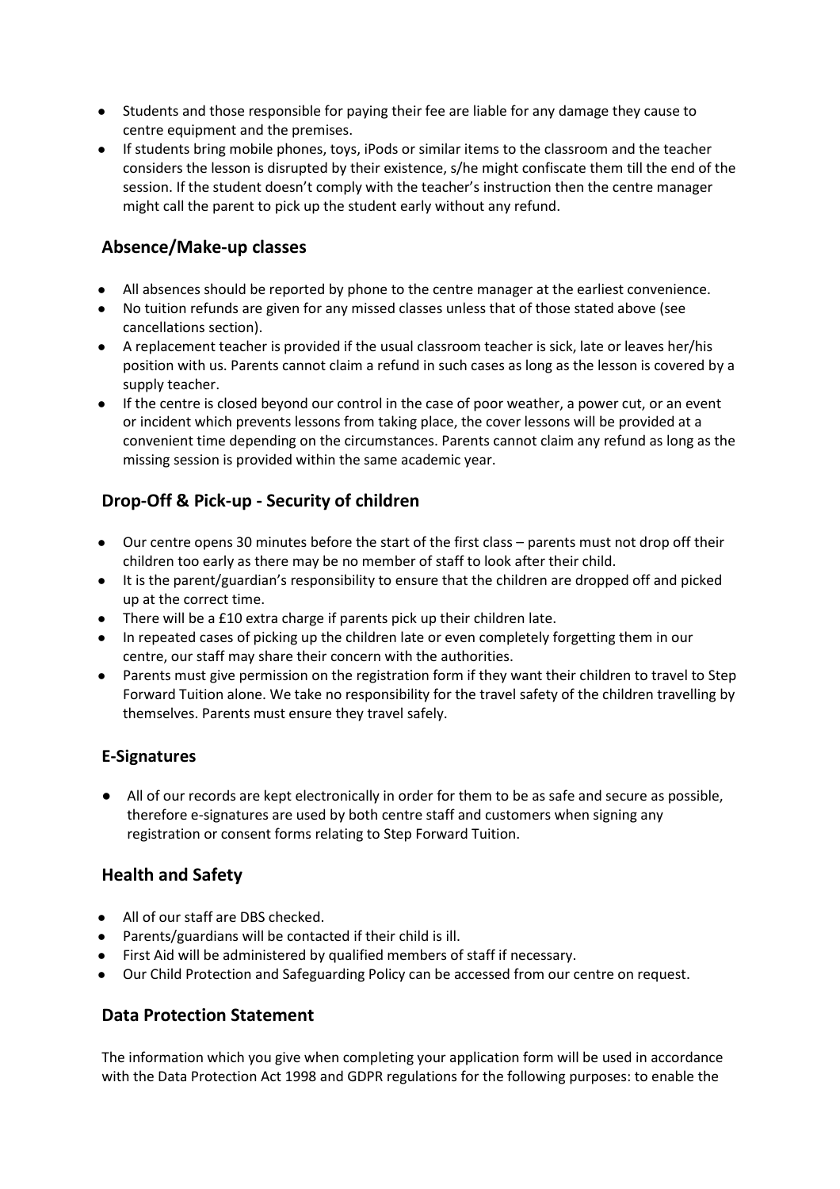- Students and those responsible for paying their fee are liable for any damage they cause to centre equipment and the premises.
- If students bring mobile phones, toys, iPods or similar items to the classroom and the teacher considers the lesson is disrupted by their existence, s/he might confiscate them till the end of the session. If the student doesn't comply with the teacher's instruction then the centre manager might call the parent to pick up the student early without any refund.

## Absence/Make-up classes

- All absences should be reported by phone to the centre manager at the earliest convenience.
- No tuition refunds are given for any missed classes unless that of those stated above (see cancellations section).
- A replacement teacher is provided if the usual classroom teacher is sick, late or leaves her/his position with us. Parents cannot claim a refund in such cases as long as the lesson is covered by a supply teacher.
- If the centre is closed beyond our control in the case of poor weather, a power cut, or an event or incident which prevents lessons from taking place, the cover lessons will be provided at a convenient time depending on the circumstances. Parents cannot claim any refund as long as the missing session is provided within the same academic year.

## Drop-Off & Pick-up - Security of children

- Our centre opens 30 minutes before the start of the first class – parents must not drop off their children too early as there may be no member of staff to look after their child.
- It is the parent/guardian's responsibility to ensure that the children are dropped off and picked up at the correct time.
- There will be a £10 extra charge if parents pick up their children late.
- In repeated cases of picking up the children late or even completely forgetting them in our centre, our staff may share their concern with the authorities.
- Parents must give permission on the registration form if they want their children to travel to Step Forward Tuition alone. We take no responsibility for the travel safety of the children travelling by themselves. Parents must ensure they travel safely.

## E-Signatures

- All of our records are kept electronically in order for them to be as safe and secure as possible, therefore e-signatures are used by both centre staff and customers when signing any registration or consent forms relating to Step Forward Tuition.

## Health and Safety

- All of our staff are DBS checked.
- Parents/guardians will be contacted if their child is ill.
- First Aid will be administered by qualified members of staff if necessary.
- Our Child Protection and Safeguarding Policy can be accessed from our centre on request.

## Data Protection Statement

The information which you give when completing your application form will be used in accordance with the Data Protection Act 1998 and GDPR regulations for the following purposes: to enable the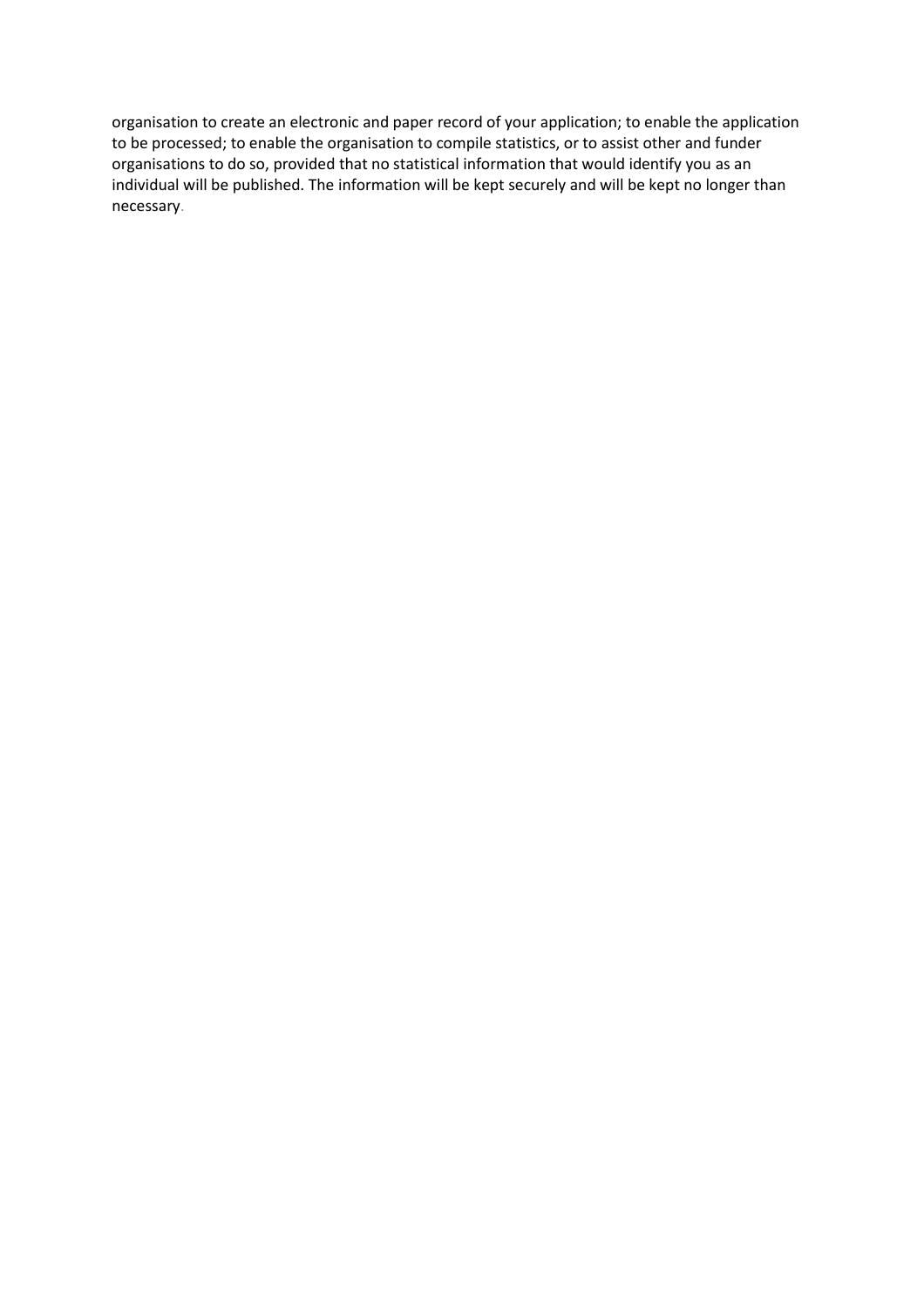organisation to create an electronic and paper record of your application; to enable the application to be processed; to enable the organisation to compile statistics, or to assist other and funder organisations to do so, provided that no statistical information that would identify you as an individual will be published. The information will be kept securely and will be kept no longer than necessary.